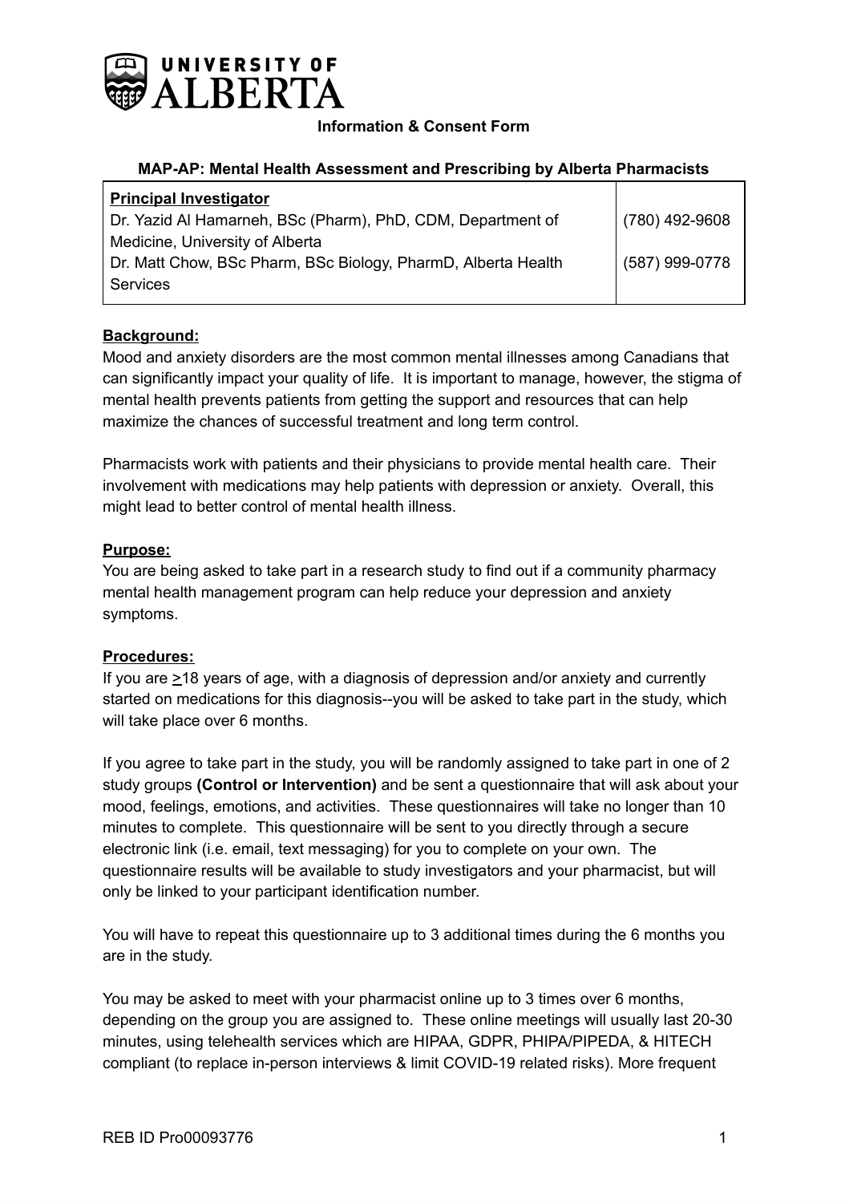UNIVERSITY OF ALBERTA

**Information & Consent Form**

**MAP-AP: Mental Health Assessment and Prescribing by Alberta Pharmacists**

| **Principal Investigator** | |
| --- | --- |
| Dr. Yazid Al Hamarneh, BSc (Pharm), PhD, CDM, Department of Medicine, University of Alberta | (780) 492-9608 |
| Dr. Matt Chow, BSc Pharm, BSc Biology, PharmD, Alberta Health Services | (587) 999-0778 |

**Background:**

Mood and anxiety disorders are the most common mental illnesses among Canadians that can significantly impact your quality of life. It is important to manage, however, the stigma of mental health prevents patients from getting the support and resources that can help maximize the chances of successful treatment and long term control.

Pharmacists work with patients and their physicians to provide mental health care. Their involvement with medications may help patients with depression or anxiety. Overall, this might lead to better control of mental health illness.

**Purpose:**

You are being asked to take part in a research study to find out if a community pharmacy mental health management program can help reduce your depression and anxiety symptoms.

**Procedures:**

If you are ≥18 years of age, with a diagnosis of depression and/or anxiety and currently started on medications for this diagnosis--you will be asked to take part in the study, which will take place over 6 months.

If you agree to take part in the study, you will be randomly assigned to take part in one of 2 study groups **(Control or Intervention)** and be sent a questionnaire that will ask about your mood, feelings, emotions, and activities. These questionnaires will take no longer than 10 minutes to complete. This questionnaire will be sent to you directly through a secure electronic link (i.e. email, text messaging) for you to complete on your own. The questionnaire results will be available to study investigators and your pharmacist, but will only be linked to your participant identification number.

You will have to repeat this questionnaire up to 3 additional times during the 6 months you are in the study.

You may be asked to meet with your pharmacist online up to 3 times over 6 months, depending on the group you are assigned to. These online meetings will usually last 20-30 minutes, using telehealth services which are HIPAA, GDPR, PHIPA/PIPEDA, & HITECH compliant (to replace in-person interviews & limit COVID-19 related risks). More frequent

REB ID Pro00093776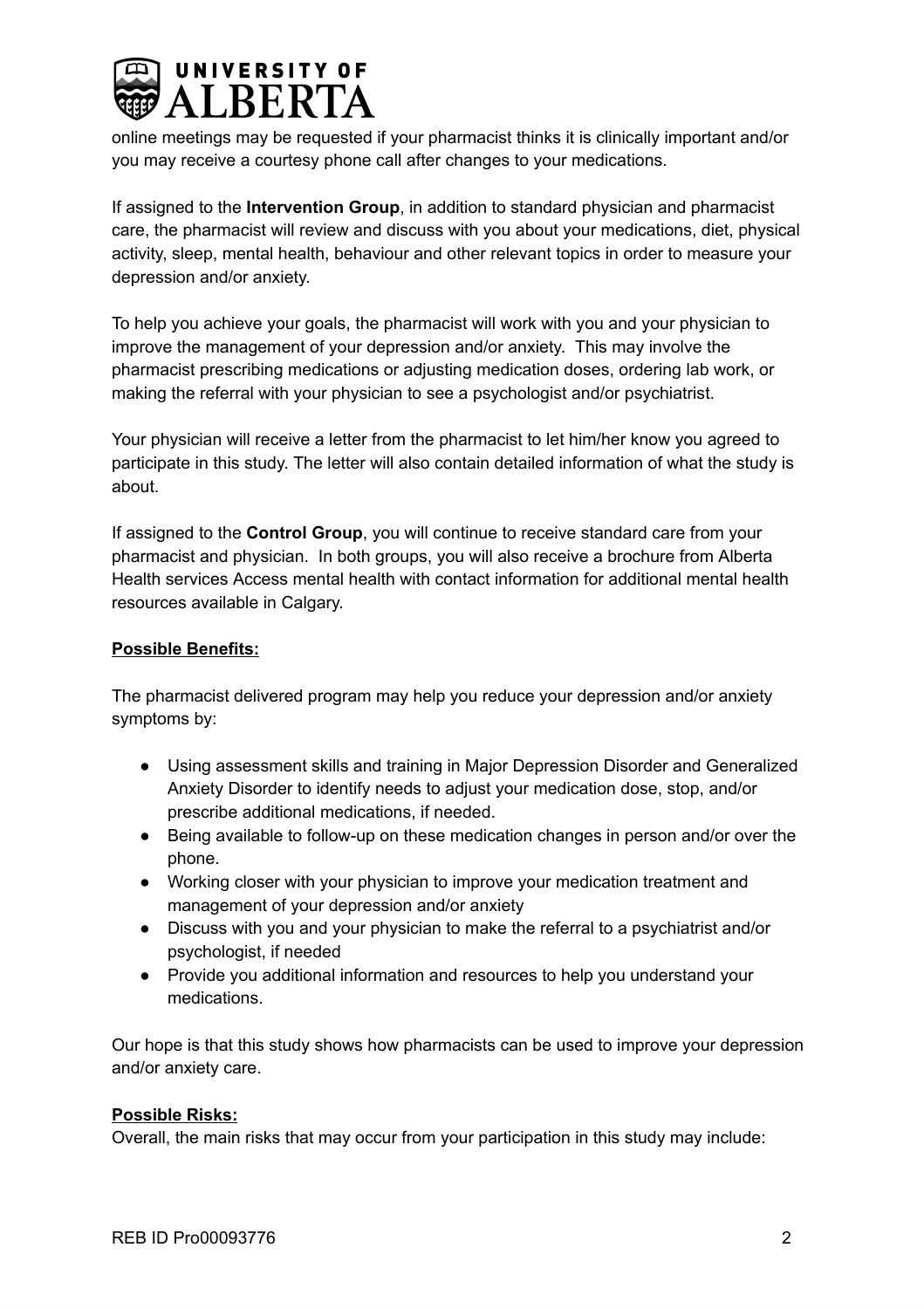online meetings may be requested if your pharmacist thinks it is clinically important and/or you may receive a courtesy phone call after changes to your medications.

If assigned to the **Intervention Group**, in addition to standard physician and pharmacist care, the pharmacist will review and discuss with you about your medications, diet, physical activity, sleep, mental health, behaviour and other relevant topics in order to measure your depression and/or anxiety.

To help you achieve your goals, the pharmacist will work with you and your physician to improve the management of your depression and/or anxiety. This may involve the pharmacist prescribing medications or adjusting medication doses, ordering lab work, or making the referral with your physician to see a psychologist and/or psychiatrist.

Your physician will receive a letter from the pharmacist to let him/her know you agreed to participate in this study. The letter will also contain detailed information of what the study is about.

If assigned to the **Control Group**, you will continue to receive standard care from your pharmacist and physician. In both groups, you will also receive a brochure from Alberta Health services Access mental health with contact information for additional mental health resources available in Calgary.

**Possible Benefits:**

The pharmacist delivered program may help you reduce your depression and/or anxiety symptoms by:

- Using assessment skills and training in Major Depression Disorder and Generalized Anxiety Disorder to identify needs to adjust your medication dose, stop, and/or prescribe additional medications, if needed.
- Being available to follow-up on these medication changes in person and/or over the phone.
- Working closer with your physician to improve your medication treatment and management of your depression and/or anxiety
- Discuss with you and your physician to make the referral to a psychiatrist and/or psychologist, if needed
- Provide you additional information and resources to help you understand your medications.

Our hope is that this study shows how pharmacists can be used to improve your depression and/or anxiety care.

**Possible Risks:**

Overall, the main risks that may occur from your participation in this study may include: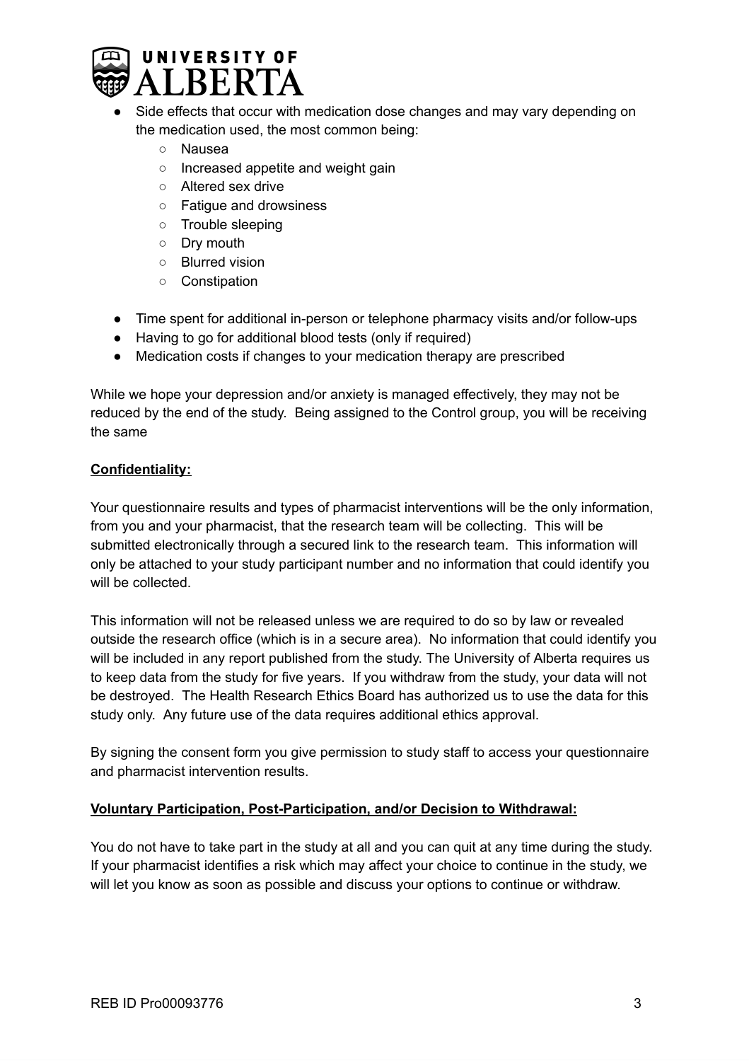- Side effects that occur with medication dose changes and may vary depending on the medication used, the most common being:
    - Nausea
    - Increased appetite and weight gain
    - Altered sex drive
    - Fatigue and drowsiness
    - Trouble sleeping
    - Dry mouth
    - Blurred vision
    - Constipation

- Time spent for additional in-person or telephone pharmacy visits and/or follow-ups
- Having to go for additional blood tests (only if required)
- Medication costs if changes to your medication therapy are prescribed

While we hope your depression and/or anxiety is managed effectively, they may not be reduced by the end of the study. Being assigned to the Control group, you will be receiving the same

**Confidentiality:**

Your questionnaire results and types of pharmacist interventions will be the only information, from you and your pharmacist, that the research team will be collecting. This will be submitted electronically through a secured link to the research team. This information will only be attached to your study participant number and no information that could identify you will be collected.

This information will not be released unless we are required to do so by law or revealed outside the research office (which is in a secure area). No information that could identify you will be included in any report published from the study. The University of Alberta requires us to keep data from the study for five years. If you withdraw from the study, your data will not be destroyed. The Health Research Ethics Board has authorized us to use the data for this study only. Any future use of the data requires additional ethics approval.

By signing the consent form you give permission to study staff to access your questionnaire and pharmacist intervention results.

**Voluntary Participation, Post-Participation, and/or Decision to Withdrawal:**

You do not have to take part in the study at all and you can quit at any time during the study. If your pharmacist identifies a risk which may affect your choice to continue in the study, we will let you know as soon as possible and discuss your options to continue or withdraw.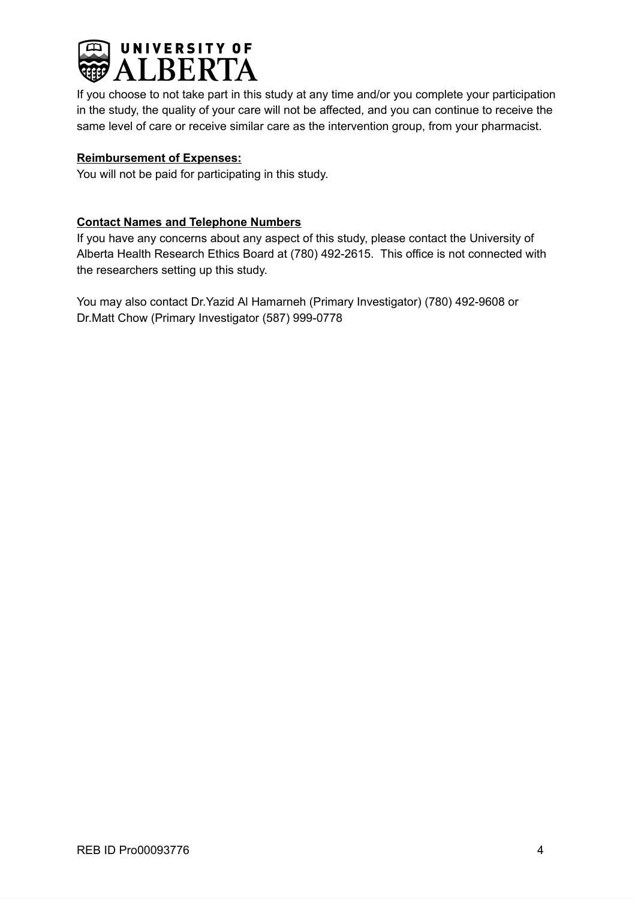If you choose to not take part in this study at any time and/or you complete your participation in the study, the quality of your care will not be affected, and you can continue to receive the same level of care or receive similar care as the intervention group, from your pharmacist.

**Reimbursement of Expenses:**

You will not be paid for participating in this study.

**Contact Names and Telephone Numbers**

If you have any concerns about any aspect of this study, please contact the University of Alberta Health Research Ethics Board at (780) 492-2615. This office is not connected with the researchers setting up this study.

You may also contact Dr.Yazid Al Hamarneh (Primary Investigator) (780) 492-9608 or Dr.Matt Chow (Primary Investigator (587) 999-0778

REB ID Pro00093776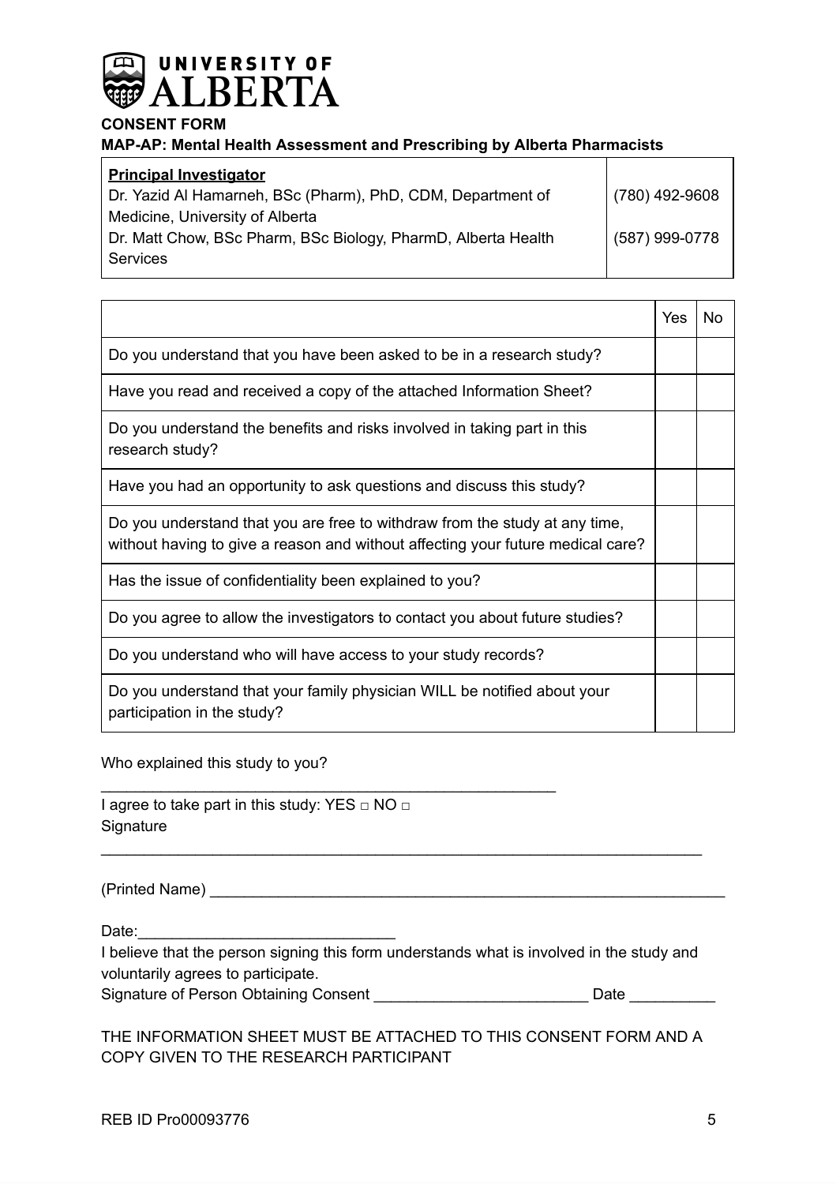UNIVERSITY OF ALBERTA

**CONSENT FORM**

**MAP-AP: Mental Health Assessment and Prescribing by Alberta Pharmacists**

| **Principal Investigator** | |
| --- | --- |
| Dr. Yazid Al Hamarneh, BSc (Pharm), PhD, CDM, Department of Medicine, University of Alberta | (780) 492-9608 |
| Dr. Matt Chow, BSc Pharm, BSc Biology, PharmD, Alberta Health Services | (587) 999-0778 |

| | Yes | No |
| --- | --- | --- |
| Do you understand that you have been asked to be in a research study? | | |
| Have you read and received a copy of the attached Information Sheet? | | |
| Do you understand the benefits and risks involved in taking part in this research study? | | |
| Have you had an opportunity to ask questions and discuss this study? | | |
| Do you understand that you are free to withdraw from the study at any time, without having to give a reason and without affecting your future medical care? | | |
| Has the issue of confidentiality been explained to you? | | |
| Do you agree to allow the investigators to contact you about future studies? | | |
| Do you understand who will have access to your study records? | | |
| Do you understand that your family physician WILL be notified about your participation in the study? | | |

Who explained this study to you?

______________________________________________________

I agree to take part in this study: YES □ NO □

Signature

_________________________________________________________________________

(Printed Name) ____________________________________________________________

Date:______________________________

I believe that the person signing this form understands what is involved in the study and voluntarily agrees to participate.

Signature of Person Obtaining Consent _________________________ Date __________

THE INFORMATION SHEET MUST BE ATTACHED TO THIS CONSENT FORM AND A COPY GIVEN TO THE RESEARCH PARTICIPANT

REB ID Pro00093776